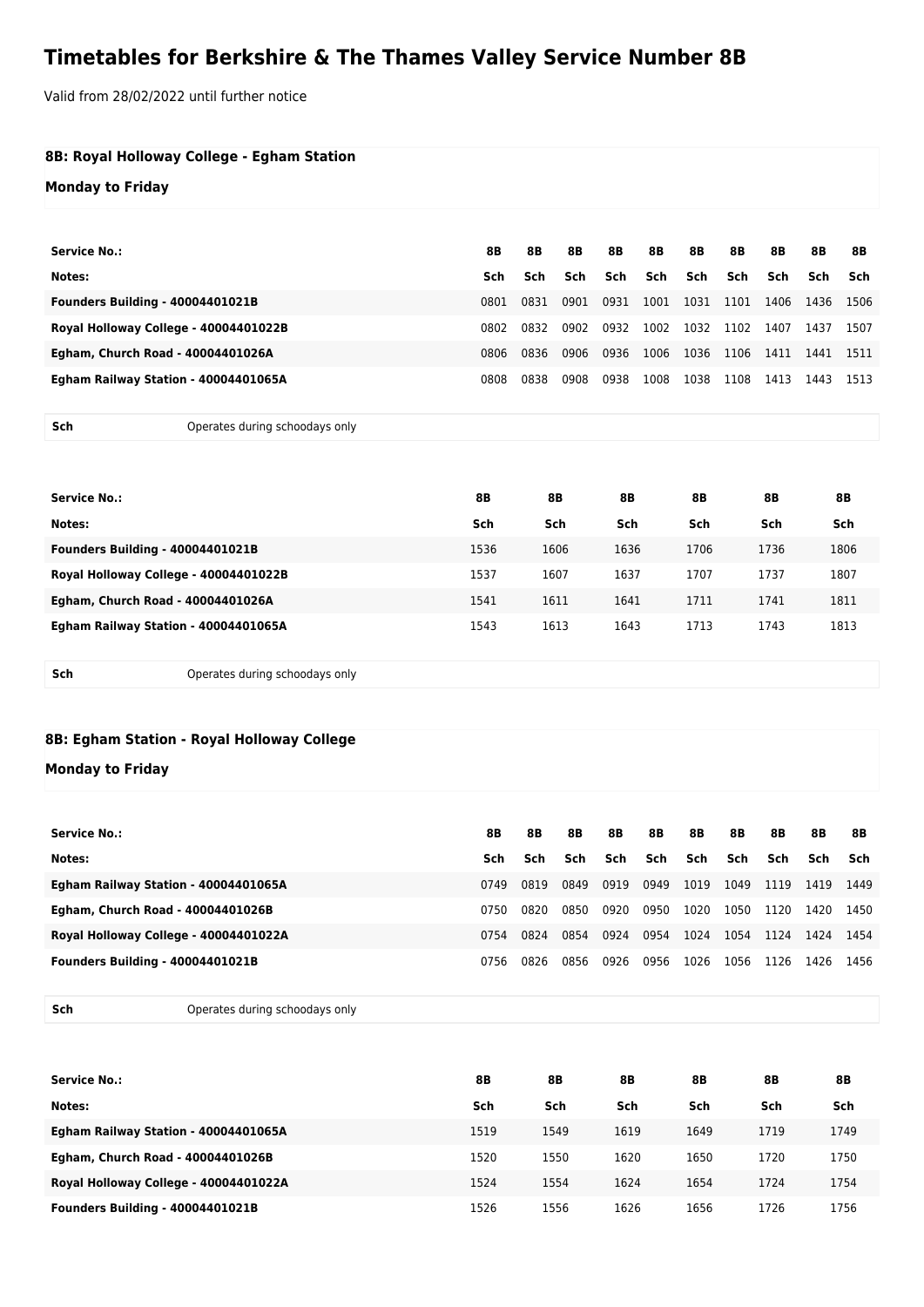# Timetables for Berkshire & The Thames Valley Service Number 8B

Valid from 28/02/2022 until further notice

## 8B: Royal Holloway College - Egham Station

### Monday to Friday

| Service No.: | 8B | 8B | 8B | 8B | 8B | 8B | 8B | 8B | 8B | 8B |
|---|---|---|---|---|---|---|---|---|---|---|
| **Notes:** | **Sch** | **Sch** | **Sch** | **Sch** | **Sch** | **Sch** | **Sch** | **Sch** | **Sch** | **Sch** |
| **Founders Building - 40004401021B** | 0801 | 0831 | 0901 | 0931 | 1001 | 1031 | 1101 | 1406 | 1436 | 1506 |
| **Royal Holloway College - 40004401022B** | 0802 | 0832 | 0902 | 0932 | 1002 | 1032 | 1102 | 1407 | 1437 | 1507 |
| **Egham, Church Road - 40004401026A** | 0806 | 0836 | 0906 | 0936 | 1006 | 1036 | 1106 | 1411 | 1441 | 1511 |
| **Egham Railway Station - 40004401065A** | 0808 | 0838 | 0908 | 0938 | 1008 | 1038 | 1108 | 1413 | 1443 | 1513 |

| | |
|---|---|
| **Sch** | Operates during schoodays only |

| Service No.: | 8B | 8B | 8B | 8B | 8B | 8B |
|---|---|---|---|---|---|---|
| **Notes:** | **Sch** | **Sch** | **Sch** | **Sch** | **Sch** | **Sch** |
| **Founders Building - 40004401021B** | 1536 | 1606 | 1636 | 1706 | 1736 | 1806 |
| **Royal Holloway College - 40004401022B** | 1537 | 1607 | 1637 | 1707 | 1737 | 1807 |
| **Egham, Church Road - 40004401026A** | 1541 | 1611 | 1641 | 1711 | 1741 | 1811 |
| **Egham Railway Station - 40004401065A** | 1543 | 1613 | 1643 | 1713 | 1743 | 1813 |

| | |
|---|---|
| **Sch** | Operates during schoodays only |

## 8B: Egham Station - Royal Holloway College

### Monday to Friday

| Service No.: | 8B | 8B | 8B | 8B | 8B | 8B | 8B | 8B | 8B | 8B |
|---|---|---|---|---|---|---|---|---|---|---|
| **Notes:** | **Sch** | **Sch** | **Sch** | **Sch** | **Sch** | **Sch** | **Sch** | **Sch** | **Sch** | **Sch** |
| **Egham Railway Station - 40004401065A** | 0749 | 0819 | 0849 | 0919 | 0949 | 1019 | 1049 | 1119 | 1419 | 1449 |
| **Egham, Church Road - 40004401026B** | 0750 | 0820 | 0850 | 0920 | 0950 | 1020 | 1050 | 1120 | 1420 | 1450 |
| **Royal Holloway College - 40004401022A** | 0754 | 0824 | 0854 | 0924 | 0954 | 1024 | 1054 | 1124 | 1424 | 1454 |
| **Founders Building - 40004401021B** | 0756 | 0826 | 0856 | 0926 | 0956 | 1026 | 1056 | 1126 | 1426 | 1456 |

| | |
|---|---|
| **Sch** | Operates during schoodays only |

| Service No.: | 8B | 8B | 8B | 8B | 8B | 8B |
|---|---|---|---|---|---|---|
| **Notes:** | **Sch** | **Sch** | **Sch** | **Sch** | **Sch** | **Sch** |
| **Egham Railway Station - 40004401065A** | 1519 | 1549 | 1619 | 1649 | 1719 | 1749 |
| **Egham, Church Road - 40004401026B** | 1520 | 1550 | 1620 | 1650 | 1720 | 1750 |
| **Royal Holloway College - 40004401022A** | 1524 | 1554 | 1624 | 1654 | 1724 | 1754 |
| **Founders Building - 40004401021B** | 1526 | 1556 | 1626 | 1656 | 1726 | 1756 |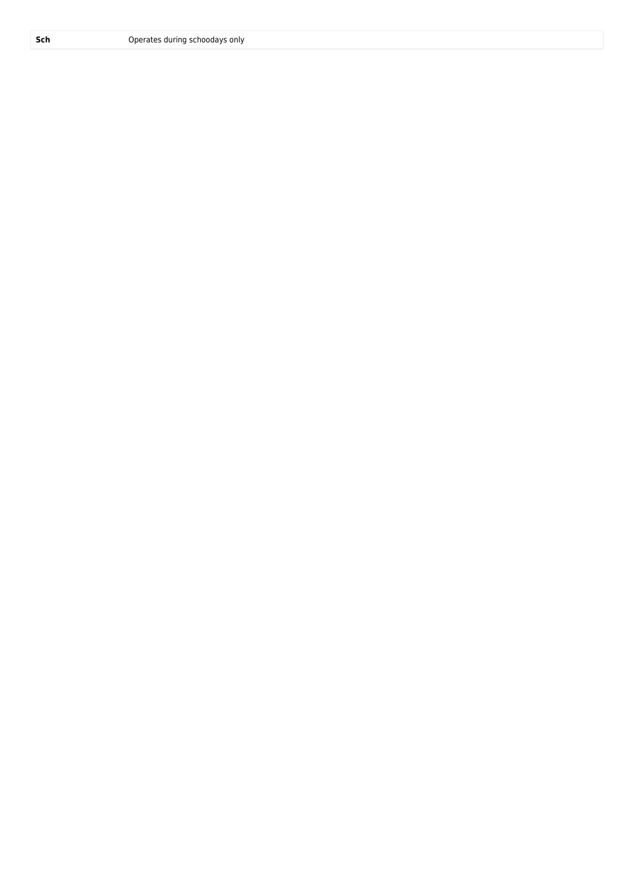| | |
|---|---|
| **Sch** | Operates during schoodays only |